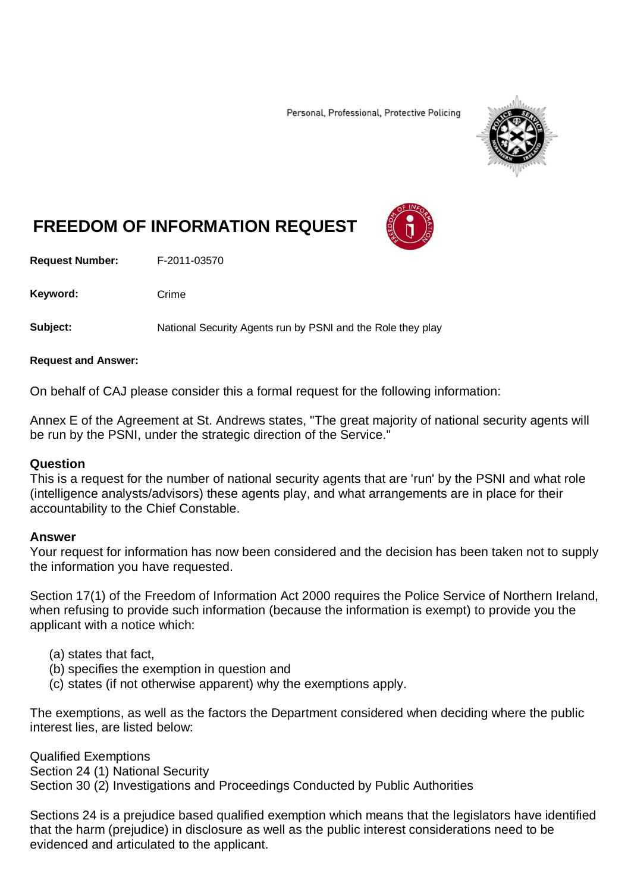Personal, Professional, Protective Policing

# FREEDOM OF INFORMATION REQUEST

**Request Number:** F-2011-03570

**Keyword:** Crime

**Subject:** National Security Agents run by PSNI and the Role they play

**Request and Answer:**

On behalf of CAJ please consider this a formal request for the following information:

Annex E of the Agreement at St. Andrews states, "The great majority of national security agents will be run by the PSNI, under the strategic direction of the Service."

## Question

This is a request for the number of national security agents that are 'run' by the PSNI and what role (intelligence analysts/advisors) these agents play, and what arrangements are in place for their accountability to the Chief Constable.

## Answer

Your request for information has now been considered and the decision has been taken not to supply the information you have requested.

Section 17(1) of the Freedom of Information Act 2000 requires the Police Service of Northern Ireland, when refusing to provide such information (because the information is exempt) to provide you the applicant with a notice which:

(a) states that fact,
(b) specifies the exemption in question and
(c) states (if not otherwise apparent) why the exemptions apply.

The exemptions, as well as the factors the Department considered when deciding where the public interest lies, are listed below:

Qualified Exemptions
Section 24 (1) National Security
Section 30 (2) Investigations and Proceedings Conducted by Public Authorities

Sections 24 is a prejudice based qualified exemption which means that the legislators have identified that the harm (prejudice) in disclosure as well as the public interest considerations need to be evidenced and articulated to the applicant.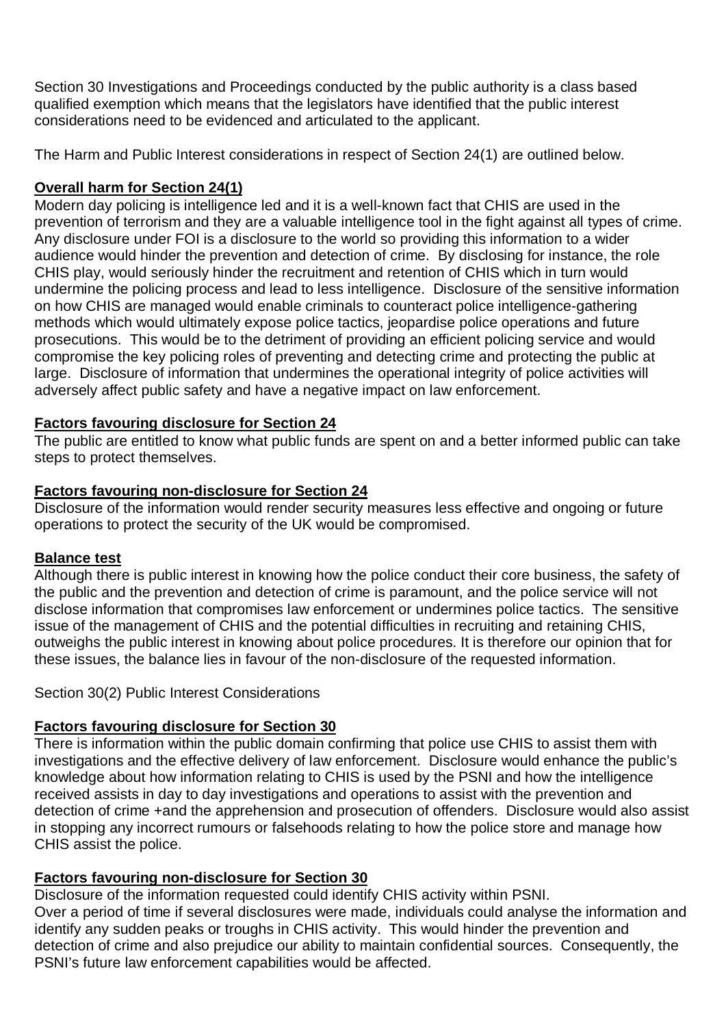Section 30 Investigations and Proceedings conducted by the public authority is a class based qualified exemption which means that the legislators have identified that the public interest considerations need to be evidenced and articulated to the applicant.

The Harm and Public Interest considerations in respect of Section 24(1) are outlined below.

**Overall harm for Section 24(1)**

Modern day policing is intelligence led and it is a well-known fact that CHIS are used in the prevention of terrorism and they are a valuable intelligence tool in the fight against all types of crime. Any disclosure under FOI is a disclosure to the world so providing this information to a wider audience would hinder the prevention and detection of crime. By disclosing for instance, the role CHIS play, would seriously hinder the recruitment and retention of CHIS which in turn would undermine the policing process and lead to less intelligence. Disclosure of the sensitive information on how CHIS are managed would enable criminals to counteract police intelligence-gathering methods which would ultimately expose police tactics, jeopardise police operations and future prosecutions. This would be to the detriment of providing an efficient policing service and would compromise the key policing roles of preventing and detecting crime and protecting the public at large. Disclosure of information that undermines the operational integrity of police activities will adversely affect public safety and have a negative impact on law enforcement.

**Factors favouring disclosure for Section 24**

The public are entitled to know what public funds are spent on and a better informed public can take steps to protect themselves.

**Factors favouring non-disclosure for Section 24**

Disclosure of the information would render security measures less effective and ongoing or future operations to protect the security of the UK would be compromised.

**Balance test**

Although there is public interest in knowing how the police conduct their core business, the safety of the public and the prevention and detection of crime is paramount, and the police service will not disclose information that compromises law enforcement or undermines police tactics. The sensitive issue of the management of CHIS and the potential difficulties in recruiting and retaining CHIS, outweighs the public interest in knowing about police procedures. It is therefore our opinion that for these issues, the balance lies in favour of the non-disclosure of the requested information.

Section 30(2) Public Interest Considerations

**Factors favouring disclosure for Section 30**

There is information within the public domain confirming that police use CHIS to assist them with investigations and the effective delivery of law enforcement. Disclosure would enhance the public's knowledge about how information relating to CHIS is used by the PSNI and how the intelligence received assists in day to day investigations and operations to assist with the prevention and detection of crime +and the apprehension and prosecution of offenders. Disclosure would also assist in stopping any incorrect rumours or falsehoods relating to how the police store and manage how CHIS assist the police.

**Factors favouring non-disclosure for Section 30**

Disclosure of the information requested could identify CHIS activity within PSNI.
Over a period of time if several disclosures were made, individuals could analyse the information and identify any sudden peaks or troughs in CHIS activity. This would hinder the prevention and detection of crime and also prejudice our ability to maintain confidential sources. Consequently, the PSNI's future law enforcement capabilities would be affected.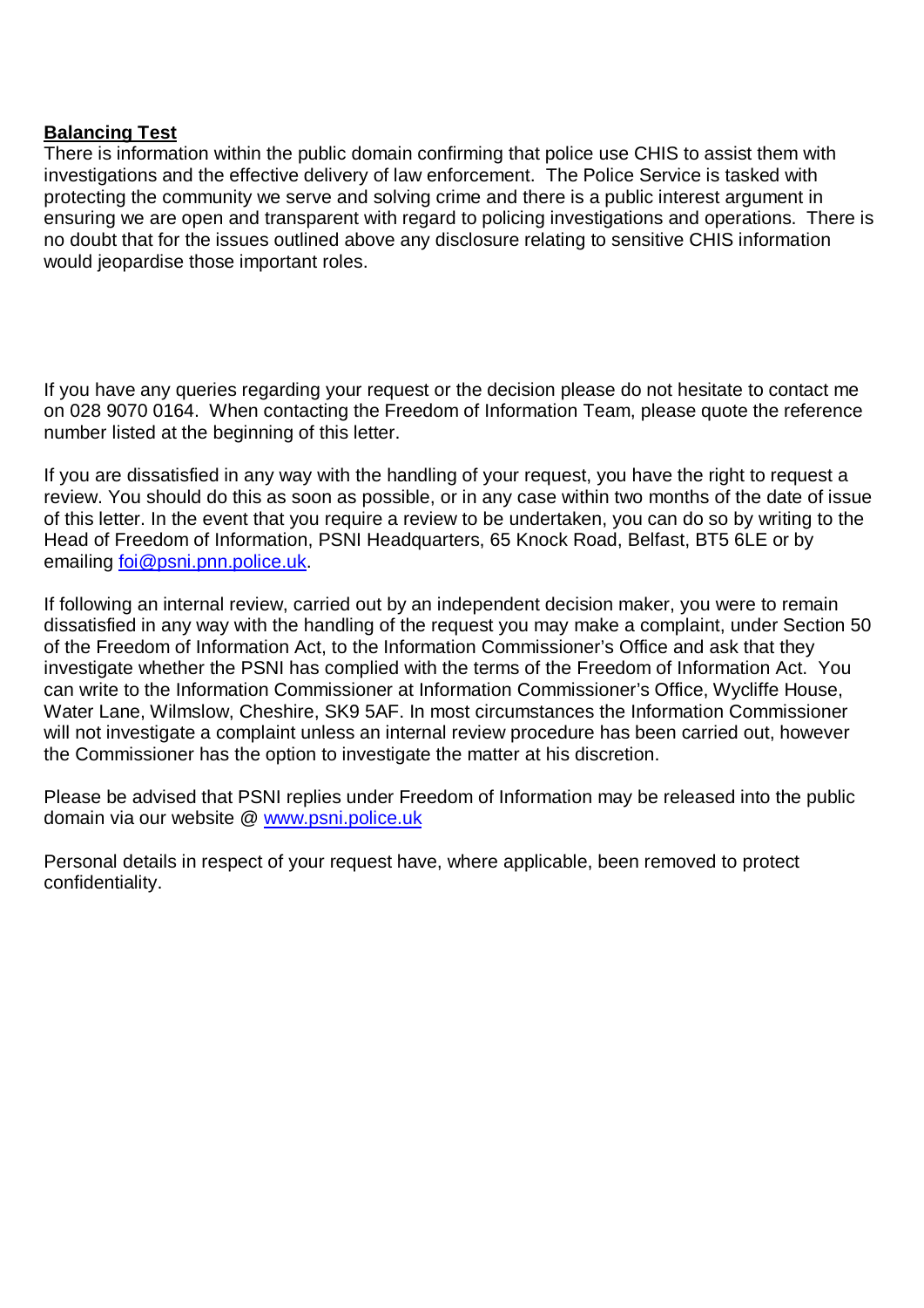**Balancing Test**

There is information within the public domain confirming that police use CHIS to assist them with investigations and the effective delivery of law enforcement. The Police Service is tasked with protecting the community we serve and solving crime and there is a public interest argument in ensuring we are open and transparent with regard to policing investigations and operations. There is no doubt that for the issues outlined above any disclosure relating to sensitive CHIS information would jeopardise those important roles.

If you have any queries regarding your request or the decision please do not hesitate to contact me on 028 9070 0164. When contacting the Freedom of Information Team, please quote the reference number listed at the beginning of this letter.

If you are dissatisfied in any way with the handling of your request, you have the right to request a review. You should do this as soon as possible, or in any case within two months of the date of issue of this letter. In the event that you require a review to be undertaken, you can do so by writing to the Head of Freedom of Information, PSNI Headquarters, 65 Knock Road, Belfast, BT5 6LE or by emailing [foi@psni.pnn.police.uk](mailto:foi@psni.pnn.police.uk).

If following an internal review, carried out by an independent decision maker, you were to remain dissatisfied in any way with the handling of the request you may make a complaint, under Section 50 of the Freedom of Information Act, to the Information Commissioner's Office and ask that they investigate whether the PSNI has complied with the terms of the Freedom of Information Act. You can write to the Information Commissioner at Information Commissioner's Office, Wycliffe House, Water Lane, Wilmslow, Cheshire, SK9 5AF. In most circumstances the Information Commissioner will not investigate a complaint unless an internal review procedure has been carried out, however the Commissioner has the option to investigate the matter at his discretion.

Please be advised that PSNI replies under Freedom of Information may be released into the public domain via our website @ [www.psni.police.uk](http://www.psni.police.uk)

Personal details in respect of your request have, where applicable, been removed to protect confidentiality.